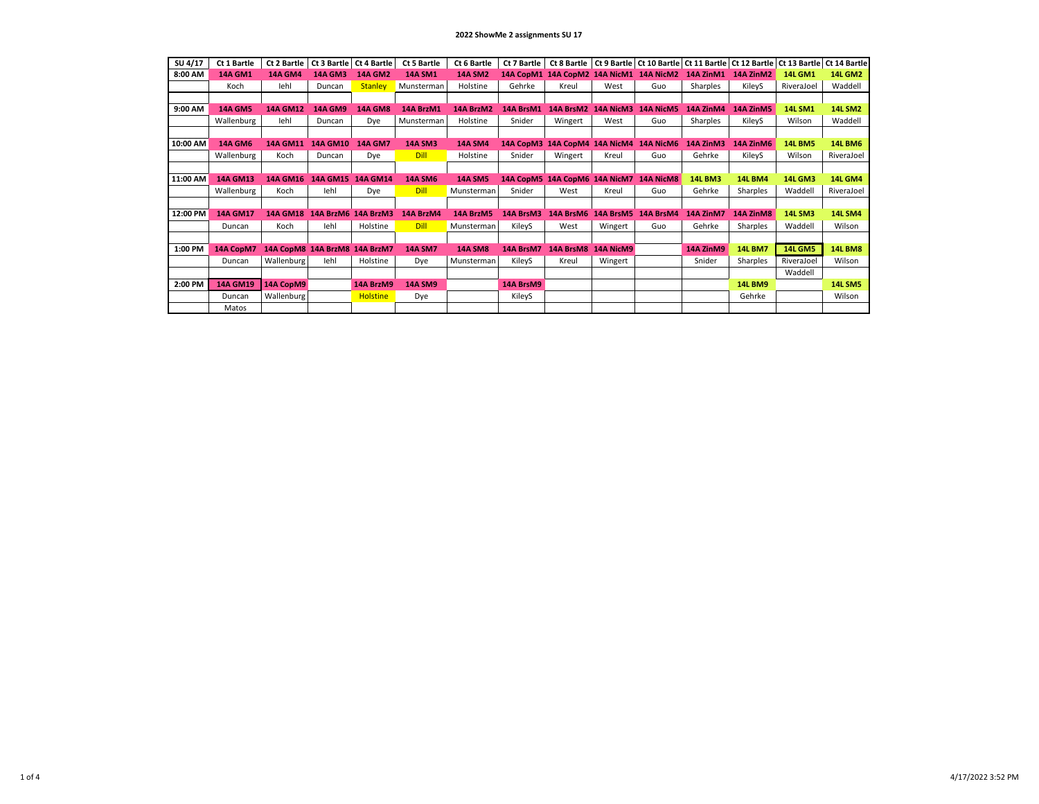## 2022 ShowMe 2 assignments SU 17

| SU 4/17 | Ct 1 Bartle | Ct 2 Bartle | Ct 3 Bartle | Ct 4 Bartle | Ct 5 Bartle | Ct 6 Bartle | Ct 7 Bartle | Ct 8 Bartle | Ct 9 Bartle | Ct 10 Bartle | Ct 11 Bartle | Ct 12 Bartle | Ct 13 Bartle | Ct 14 Bartle |
|---|---|---|---|---|---|---|---|---|---|---|---|---|---|---|
| 8:00 AM | 14A GM1 | 14A GM4 | 14A GM3 | 14A GM2 | 14A SM1 | 14A SM2 | 14A CopM1 | 14A CopM2 | 14A NicM1 | 14A NicM2 | 14A ZinM1 | 14A ZinM2 | 14L GM1 | 14L GM2 |
| | Koch | Iehl | Duncan | Stanley | Munsterman | Holstine | Gehrke | Kreul | West | Guo | Sharples | KileyS | RiveraJoel | Waddell |
| | | | | | | | | | | | | | | |
| 9:00 AM | 14A GM5 | 14A GM12 | 14A GM9 | 14A GM8 | 14A BrzM1 | 14A BrzM2 | 14A BrsM1 | 14A BrsM2 | 14A NicM3 | 14A NicM5 | 14A ZinM4 | 14A ZinM5 | 14L SM1 | 14L SM2 |
| | Wallenburg | Iehl | Duncan | Dye | Munsterman | Holstine | Snider | Wingert | West | Guo | Sharples | KileyS | Wilson | Waddell |
| | | | | | | | | | | | | | | |
| 10:00 AM | 14A GM6 | 14A GM11 | 14A GM10 | 14A GM7 | 14A SM3 | 14A SM4 | 14A CopM3 | 14A CopM4 | 14A NicM4 | 14A NicM6 | 14A ZinM3 | 14A ZinM6 | 14L BM5 | 14L BM6 |
| | Wallenburg | Koch | Duncan | Dye | Dill | Holstine | Snider | Wingert | Kreul | Guo | Gehrke | KileyS | Wilson | RiveraJoel |
| | | | | | | | | | | | | | | |
| 11:00 AM | 14A GM13 | 14A GM16 | 14A GM15 | 14A GM14 | 14A SM6 | 14A SM5 | 14A CopM5 | 14A CopM6 | 14A NicM7 | 14A NicM8 | 14L BM3 | 14L BM4 | 14L GM3 | 14L GM4 |
| | Wallenburg | Koch | Iehl | Dye | Dill | Munsterman | Snider | West | Kreul | Guo | Gehrke | Sharples | Waddell | RiveraJoel |
| | | | | | | | | | | | | | | |
| 12:00 PM | 14A GM17 | 14A GM18 | 14A BrzM6 | 14A BrzM3 | 14A BrzM4 | 14A BrzM5 | 14A BrsM3 | 14A BrsM6 | 14A BrsM5 | 14A BrsM4 | 14A ZinM7 | 14A ZinM8 | 14L SM3 | 14L SM4 |
| | Duncan | Koch | Iehl | Holstine | Dill | Munsterman | KileyS | West | Wingert | Guo | Gehrke | Sharples | Waddell | Wilson |
| | | | | | | | | | | | | | | |
| 1:00 PM | 14A CopM7 | 14A CopM8 | 14A BrzM8 | 14A BrzM7 | 14A SM7 | 14A SM8 | 14A BrsM7 | 14A BrsM8 | 14A NicM9 | | 14A ZinM9 | 14L BM7 | 14L GM5 | 14L BM8 |
| | Duncan | Wallenburg | Iehl | Holstine | Dye | Munsterman | KileyS | Kreul | Wingert | | Snider | Sharples | RiveraJoel | Wilson |
| | | | | | | | | | | | | | Waddell | |
| 2:00 PM | 14A GM19 | 14A CopM9 | | 14A BrzM9 | 14A SM9 | | 14A BrsM9 | | | | | 14L BM9 | | 14L SM5 |
| | Duncan | Wallenburg | | Holstine | Dye | | KileyS | | | | | Gehrke | | Wilson |
| | Matos | | | | | | | | | | | | | |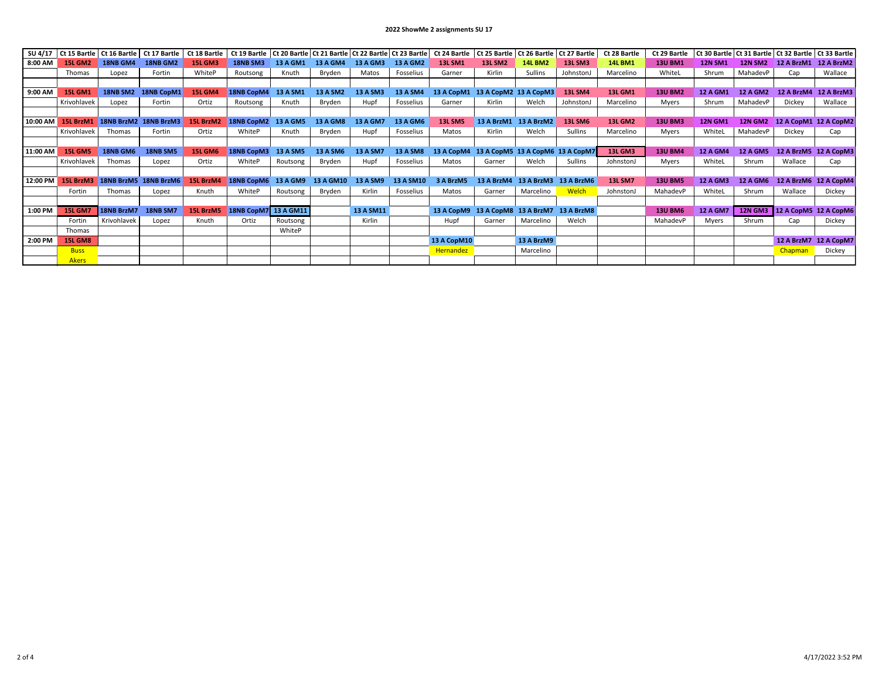# 2022 ShowMe 2 assignments SU 17

| SU 4/17 | Ct 15 Bartle | Ct 16 Bartle | Ct 17 Bartle | Ct 18 Bartle | Ct 19 Bartle | Ct 20 Bartle | Ct 21 Bartle | Ct 22 Bartle | Ct 23 Bartle | Ct 24 Bartle | Ct 25 Bartle | Ct 26 Bartle | Ct 27 Bartle | Ct 28 Bartle | Ct 29 Bartle | Ct 30 Bartle | Ct 31 Bartle | Ct 32 Bartle | Ct 33 Bartle |
|---|---|---|---|---|---|---|---|---|---|---|---|---|---|---|---|---|---|---|---|
| 8:00 AM | 15L GM2 | 18NB GM4 | 18NB GM2 | 15L GM3 | 18NB SM3 | 13 A GM1 | 13 A GM4 | 13 A GM3 | 13 A GM2 | 13L SM1 | 13L SM2 | 14L BM2 | 13L SM3 | 14L BM1 | 13U BM1 | 12N SM1 | 12N SM2 | 12 A BrzM1 | 12 A BrzM2 |
| | Thomas | Lopez | Fortin | WhiteP | Routsong | Knuth | Bryden | Matos | Fosselius | Garner | Kirlin | Sullins | JohnstonJ | Marcelino | WhiteL | Shrum | MahadevP | Cap | Wallace |
| | | | | | | | | | | | | | | | | | | | |
| 9:00 AM | 15L GM1 | 18NB SM2 | 18NB CopM1 | 15L GM4 | 18NB CopM4 | 13 A SM1 | 13 A SM2 | 13 A SM3 | 13 A SM4 | 13 A CopM1 | 13 A CopM2 | 13 A CopM3 | 13L SM4 | 13L GM1 | 13U BM2 | 12 A GM1 | 12 A GM2 | 12 A BrzM4 | 12 A BrzM3 |
| | Krivohlavek | Lopez | Fortin | Ortiz | Routsong | Knuth | Bryden | Hupf | Fosselius | Garner | Kirlin | Welch | JohnstonJ | Marcelino | Myers | Shrum | MahadevP | Dickey | Wallace |
| | | | | | | | | | | | | | | | | | | | |
| 10:00 AM | 15L BrzM1 | 18NB BrzM2 | 18NB BrzM3 | 15L BrzM2 | 18NB CopM2 | 13 A GM5 | 13 A GM8 | 13 A GM7 | 13 A GM6 | 13L SM5 | 13 A BrzM1 | 13 A BrzM2 | 13L SM6 | 13L GM2 | 13U BM3 | 12N GM1 | 12N GM2 | 12 A CopM1 | 12 A CopM2 |
| | Krivohlavek | Thomas | Fortin | Ortiz | WhiteP | Knuth | Bryden | Hupf | Fosselius | Matos | Kirlin | Welch | Sullins | Marcelino | Myers | WhiteL | MahadevP | Dickey | Cap |
| | | | | | | | | | | | | | | | | | | | |
| 11:00 AM | 15L GM5 | 18NB GM6 | 18NB SM5 | 15L GM6 | 18NB CopM3 | 13 A SM5 | 13 A SM6 | 13 A SM7 | 13 A SM8 | 13 A CopM4 | 13 A CopM5 | 13 A CopM6 | 13 A CopM7 | 13L GM3 | 13U BM4 | 12 A GM4 | 12 A GM5 | 12 A BrzM5 | 12 A CopM3 |
| | Krivohlavek | Thomas | Lopez | Ortiz | WhiteP | Routsong | Bryden | Hupf | Fosselius | Matos | Garner | Welch | Sullins | JohnstonJ | Myers | WhiteL | Shrum | Wallace | Cap |
| | | | | | | | | | | | | | | | | | | | |
| 12:00 PM | 15L BrzM3 | 18NB BrzM5 | 18NB BrzM6 | 15L BrzM4 | 18NB CopM6 | 13 A GM9 | 13 A GM10 | 13 A SM9 | 13 A SM10 | 3 A BrzM5 | 13 A BrzM4 | 13 A BrzM3 | 13 A BrzM6 | 13L SM7 | 13U BM5 | 12 A GM3 | 12 A GM6 | 12 A BrzM6 | 12 A CopM4 |
| | Fortin | Thomas | Lopez | Knuth | WhiteP | Routsong | Bryden | Kirlin | Fosselius | Matos | Garner | Marcelino | Welch | JohnstonJ | MahadevP | WhiteL | Shrum | Wallace | Dickey |
| | | | | | | | | | | | | | | | | | | | |
| 1:00 PM | 15L GM7 | 18NB BrzM7 | 18NB SM7 | 15L BrzM5 | 18NB CopM7 | 13 A GM11 | | 13 A SM11 | | 13 A CopM9 | 13 A CopM8 | 13 A BrzM7 | 13 A BrzM8 | | 13U BM6 | 12 A GM7 | 12N GM3 | 12 A CopM5 | 12 A CopM6 |
| | Fortin | Krivohlavek | Lopez | Knuth | Ortiz | Routsong | | Kirlin | | Hupf | Garner | Marcelino | Welch | | MahadevP | Myers | Shrum | Cap | Dickey |
| | Thomas | | | | | WhiteP | | | | | | | | | | | | | |
| 2:00 PM | 15L GM8 | | | | | | | | | 13 A CopM10 | | 13 A BrzM9 | | | | | | 12 A BrzM7 | 12 A CopM7 |
| | Buss | | | | | | | | | Hernandez | | Marcelino | | | | | | Chapman | Dickey |
| | Akers | | | | | | | | | | | | | | | | | | |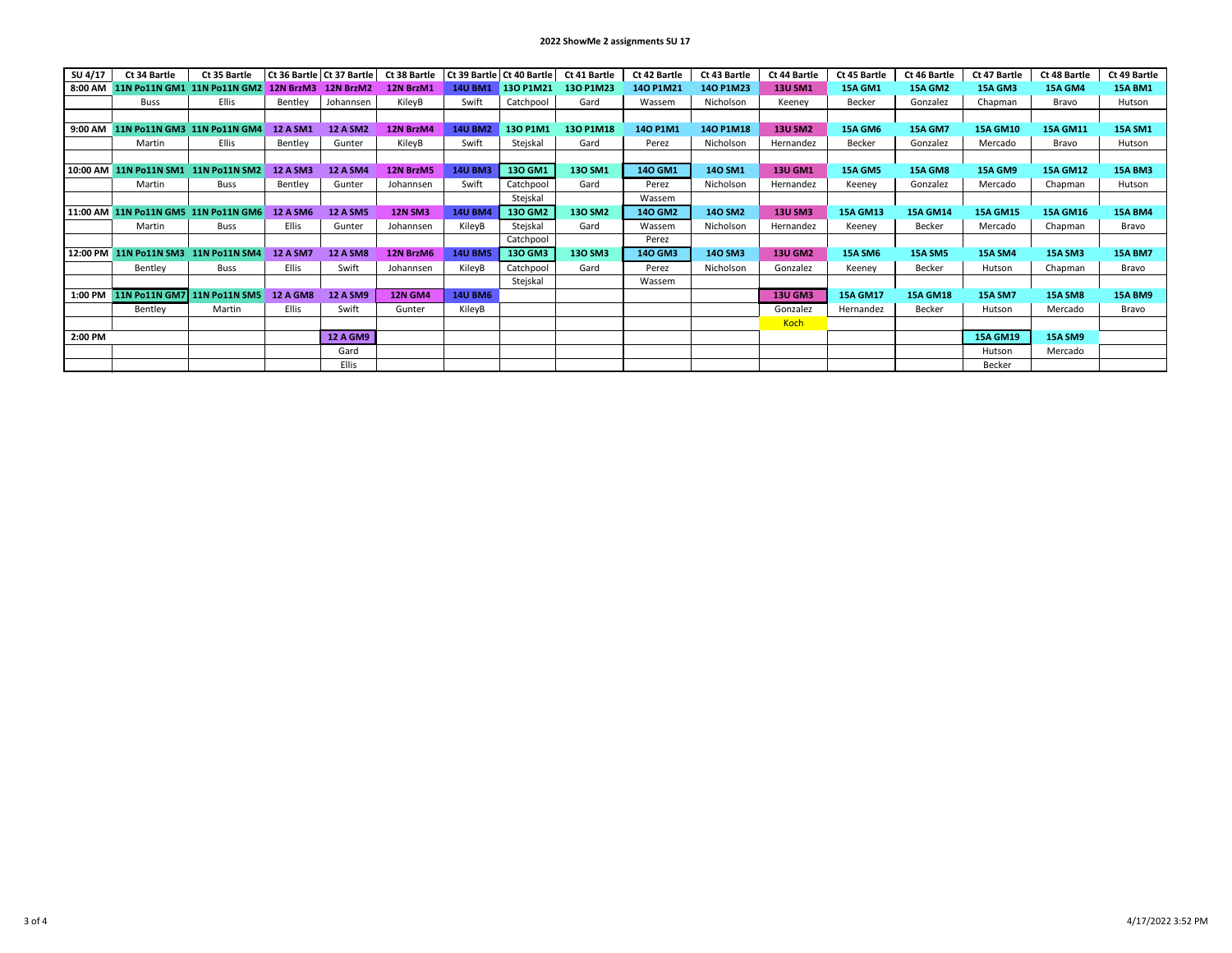## 2022 ShowMe 2 assignments SU 17

| SU 4/17 | Ct 34 Bartle | Ct 35 Bartle | Ct 36 Bartle | Ct 37 Bartle | Ct 38 Bartle | Ct 39 Bartle | Ct 40 Bartle | Ct 41 Bartle | Ct 42 Bartle | Ct 43 Bartle | Ct 44 Bartle | Ct 45 Bartle | Ct 46 Bartle | Ct 47 Bartle | Ct 48 Bartle | Ct 49 Bartle |
|---|---|---|---|---|---|---|---|---|---|---|---|---|---|---|---|---|
| **8:00 AM** | **11N Po11N GM1** | **11N Po11N GM2** | **12N BrzM3** | **12N BrzM2** | **12N BrzM1** | **14U BM1** | **13O P1M21** | **13O P1M23** | **14O P1M21** | **14O P1M23** | **13U SM1** | **15A GM1** | **15A GM2** | **15A GM3** | **15A GM4** | **15A BM1** |
| | Buss | Ellis | Bentley | Johannsen | KileyB | Swift | Catchpool | Gard | Wassem | Nicholson | Keeney | Becker | Gonzalez | Chapman | Bravo | Hutson |
| | | | | | | | | | | | | | | | | |
| **9:00 AM** | **11N Po11N GM3** | **11N Po11N GM4** | **12 A SM1** | **12 A SM2** | **12N BrzM4** | **14U BM2** | **13O P1M1** | **13O P1M18** | **14O P1M1** | **14O P1M18** | **13U SM2** | **15A GM6** | **15A GM7** | **15A GM10** | **15A GM11** | **15A SM1** |
| | Martin | Ellis | Bentley | Gunter | KileyB | Swift | Stejskal | Gard | Perez | Nicholson | Hernandez | Becker | Gonzalez | Mercado | Bravo | Hutson |
| | | | | | | | | | | | | | | | | |
| **10:00 AM** | **11N Po11N SM1** | **11N Po11N SM2** | **12 A SM3** | **12 A SM4** | **12N BrzM5** | **14U BM3** | **13O GM1** | **13O SM1** | **14O GM1** | **14O SM1** | **13U GM1** | **15A GM5** | **15A GM8** | **15A GM9** | **15A GM12** | **15A BM3** |
| | Martin | Buss | Bentley | Gunter | Johannsen | Swift | Catchpool | Gard | Perez | Nicholson | Hernandez | Keeney | Gonzalez | Mercado | Chapman | Hutson |
| | | | | | | | Stejskal | | Wassem | | | | | | | |
| **11:00 AM** | **11N Po11N GM5** | **11N Po11N GM6** | **12 A SM6** | **12 A SM5** | **12N SM3** | **14U BM4** | **13O GM2** | **13O SM2** | **14O GM2** | **14O SM2** | **13U SM3** | **15A GM13** | **15A GM14** | **15A GM15** | **15A GM16** | **15A BM4** |
| | Martin | Buss | Ellis | Gunter | Johannsen | KileyB | Stejskal | Gard | Wassem | Nicholson | Hernandez | Keeney | Becker | Mercado | Chapman | Bravo |
| | | | | | | | Catchpool | | Perez | | | | | | | |
| **12:00 PM** | **11N Po11N SM3** | **11N Po11N SM4** | **12 A SM7** | **12 A SM8** | **12N BrzM6** | **14U BM5** | **13O GM3** | **13O SM3** | **14O GM3** | **14O SM3** | **13U GM2** | **15A SM6** | **15A SM5** | **15A SM4** | **15A SM3** | **15A BM7** |
| | Bentley | Buss | Ellis | Swift | Johannsen | KileyB | Catchpool | Gard | Perez | Nicholson | Gonzalez | Keeney | Becker | Hutson | Chapman | Bravo |
| | | | | | | | Stejskal | | Wassem | | | | | | | |
| **1:00 PM** | **11N Po11N GM7** | **11N Po11N SM5** | **12 A GM8** | **12 A SM9** | **12N GM4** | **14U BM6** | | | | | **13U GM3** | **15A GM17** | **15A GM18** | **15A SM7** | **15A SM8** | **15A BM9** |
| | Bentley | Martin | Ellis | Swift | Gunter | KileyB | | | | | Gonzalez | Hernandez | Becker | Hutson | Mercado | Bravo |
| | | | | | | | | | | | Koch | | | | | |
| **2:00 PM** | | | | **12 A GM9** | | | | | | | | | | **15A GM19** | **15A SM9** | |
| | | | | Gard | | | | | | | | | | Hutson | Mercado | |
| | | | | Ellis | | | | | | | | | | Becker | | |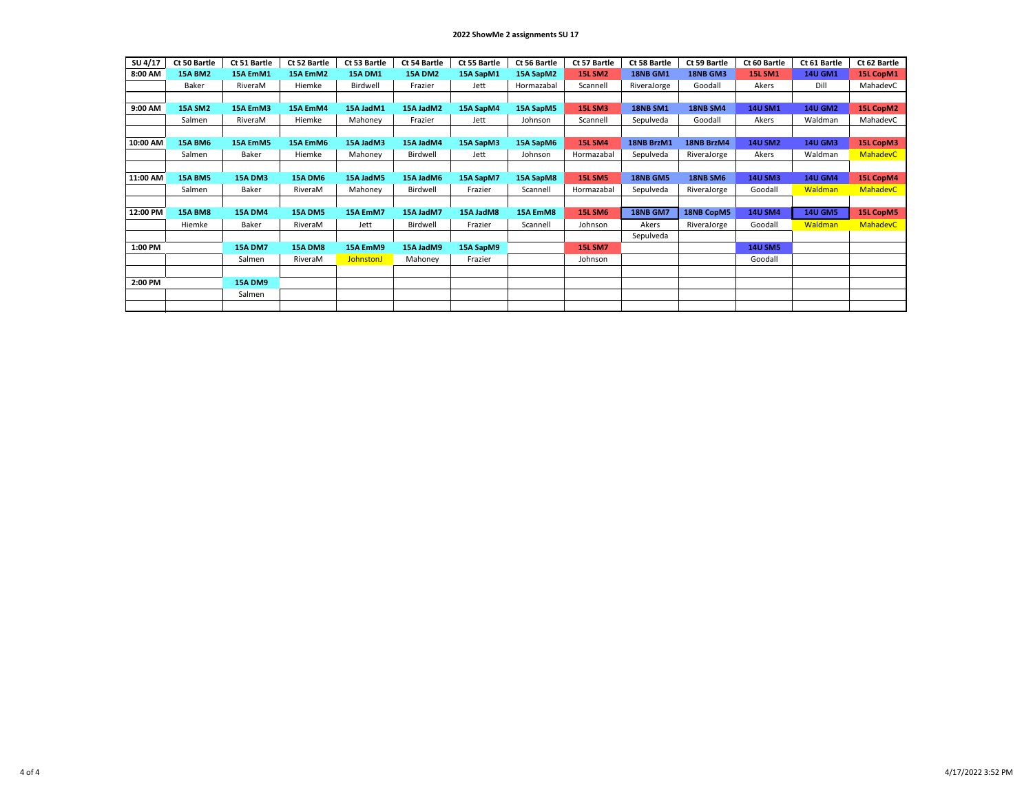## 2022 ShowMe 2 assignments SU 17

| SU 4/17 | Ct 50 Bartle | Ct 51 Bartle | Ct 52 Bartle | Ct 53 Bartle | Ct 54 Bartle | Ct 55 Bartle | Ct 56 Bartle | Ct 57 Bartle | Ct 58 Bartle | Ct 59 Bartle | Ct 60 Bartle | Ct 61 Bartle | Ct 62 Bartle |
|---|---|---|---|---|---|---|---|---|---|---|---|---|---|
| **8:00 AM** | **15A BM2** | **15A EmM1** | **15A EmM2** | **15A DM1** | **15A DM2** | **15A SapM1** | **15A SapM2** | **15L SM2** | **18NB GM1** | **18NB GM3** | **15L SM1** | **14U GM1** | **15L CopM1** |
| | Baker | RiveraM | Hiemke | Birdwell | Frazier | Jett | Hormazabal | Scannell | RiveraJorge | Goodall | Akers | Dill | MahadevC |
| | | | | | | | | | | | | | |
| **9:00 AM** | **15A SM2** | **15A EmM3** | **15A EmM4** | **15A JadM1** | **15A JadM2** | **15A SapM4** | **15A SapM5** | **15L SM3** | **18NB SM1** | **18NB SM4** | **14U SM1** | **14U GM2** | **15L CopM2** |
| | Salmen | RiveraM | Hiemke | Mahoney | Frazier | Jett | Johnson | Scannell | Sepulveda | Goodall | Akers | Waldman | MahadevC |
| | | | | | | | | | | | | | |
| **10:00 AM** | **15A BM6** | **15A EmM5** | **15A EmM6** | **15A JadM3** | **15A JadM4** | **15A SapM3** | **15A SapM6** | **15L SM4** | **18NB BrzM1** | **18NB BrzM4** | **14U SM2** | **14U GM3** | **15L CopM3** |
| | Salmen | Baker | Hiemke | Mahoney | Birdwell | Jett | Johnson | Hormazabal | Sepulveda | RiveraJorge | Akers | Waldman | MahadevC |
| | | | | | | | | | | | | | |
| **11:00 AM** | **15A BM5** | **15A DM3** | **15A DM6** | **15A JadM5** | **15A JadM6** | **15A SapM7** | **15A SapM8** | **15L SM5** | **18NB GM5** | **18NB SM6** | **14U SM3** | **14U GM4** | **15L CopM4** |
| | Salmen | Baker | RiveraM | Mahoney | Birdwell | Frazier | Scannell | Hormazabal | Sepulveda | RiveraJorge | Goodall | Waldman | MahadevC |
| | | | | | | | | | | | | | |
| **12:00 PM** | **15A BM8** | **15A DM4** | **15A DM5** | **15A EmM7** | **15A JadM7** | **15A JadM8** | **15A EmM8** | **15L SM6** | **18NB GM7** | **18NB CopM5** | **14U SM4** | **14U GM5** | **15L CopM5** |
| | Hiemke | Baker | RiveraM | Jett | Birdwell | Frazier | Scannell | Johnson | Akers | RiveraJorge | Goodall | Waldman | MahadevC |
| | | | | | | | | | Sepulveda | | | | |
| **1:00 PM** | | **15A DM7** | **15A DM8** | **15A EmM9** | **15A JadM9** | **15A SapM9** | | **15L SM7** | | | **14U SM5** | | |
| | | Salmen | RiveraM | JohnstonJ | Mahoney | Frazier | | Johnson | | | Goodall | | |
| | | | | | | | | | | | | | |
| **2:00 PM** | | **15A DM9** | | | | | | | | | | | |
| | | Salmen | | | | | | | | | | | |
| | | | | | | | | | | | | | |

4/17/2022 3:52 PM